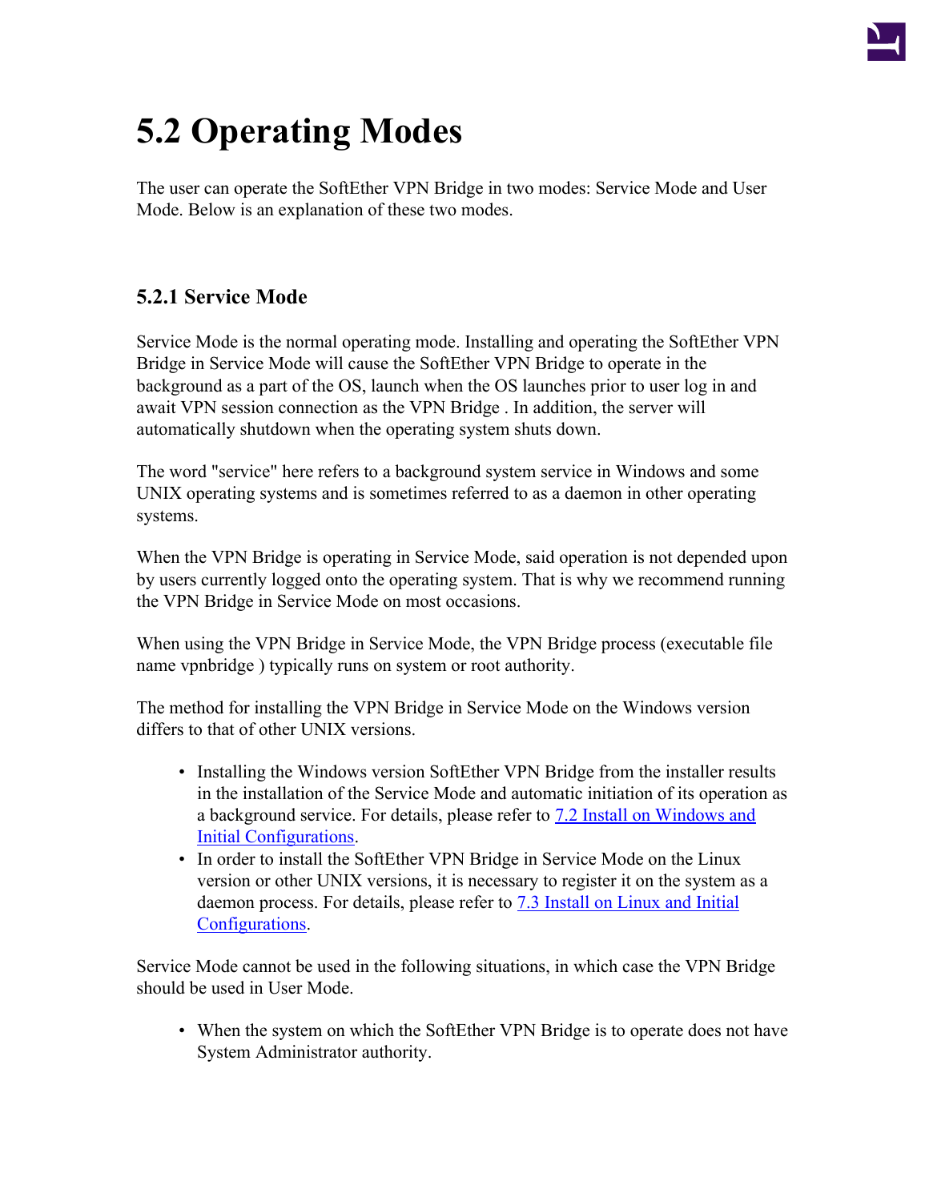# 5.2 Operating Modes

The user can operate the SoftEther VPN Bridge in two modes: Service Mode and User Mode. Below is an explanation of these two modes.

## 5.2.1 Service Mode

Service Mode is the normal operating mode. Installing and operating the SoftEther VPN Bridge in Service Mode will cause the SoftEther VPN Bridge to operate in the background as a part of the OS, launch when the OS launches prior to user log in and await VPN session connection as the VPN Bridge . In addition, the server will automatically shutdown when the operating system shuts down.

The word "service" here refers to a background system service in Windows and some UNIX operating systems and is sometimes referred to as a daemon in other operating systems.

When the VPN Bridge is operating in Service Mode, said operation is not depended upon by users currently logged onto the operating system. That is why we recommend running the VPN Bridge in Service Mode on most occasions.

When using the VPN Bridge in Service Mode, the VPN Bridge process (executable file name vpnbridge ) typically runs on system or root authority.

The method for installing the VPN Bridge in Service Mode on the Windows version differs to that of other UNIX versions.

- Installing the Windows version SoftEther VPN Bridge from the installer results in the installation of the Service Mode and automatic initiation of its operation as a background service. For details, please refer to [7.2 Install on Windows and Initial Configurations](#).
- In order to install the SoftEther VPN Bridge in Service Mode on the Linux version or other UNIX versions, it is necessary to register it on the system as a daemon process. For details, please refer to [7.3 Install on Linux and Initial Configurations](#).

Service Mode cannot be used in the following situations, in which case the VPN Bridge should be used in User Mode.

- When the system on which the SoftEther VPN Bridge is to operate does not have System Administrator authority.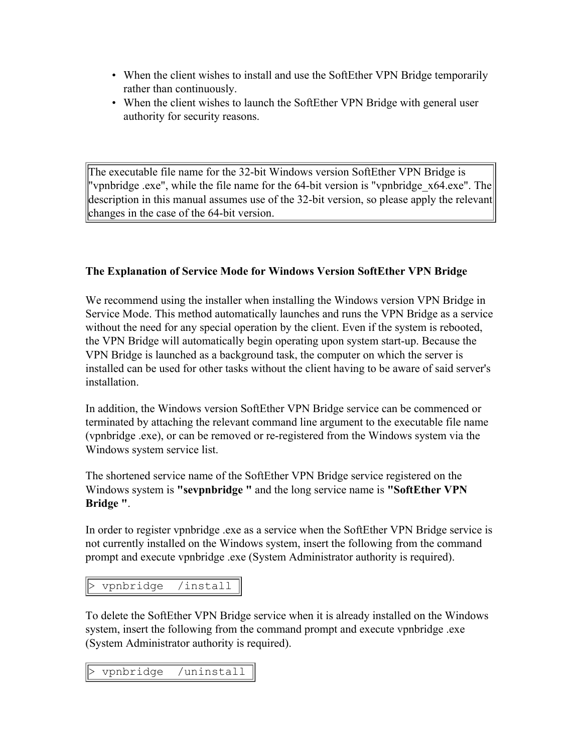- When the client wishes to install and use the SoftEther VPN Bridge temporarily rather than continuously.
- When the client wishes to launch the SoftEther VPN Bridge with general user authority for security reasons.

> The executable file name for the 32-bit Windows version SoftEther VPN Bridge is "vpnbridge .exe", while the file name for the 64-bit version is "vpnbridge_x64.exe". The description in this manual assumes use of the 32-bit version, so please apply the relevant changes in the case of the 64-bit version.

**The Explanation of Service Mode for Windows Version SoftEther VPN Bridge**

We recommend using the installer when installing the Windows version VPN Bridge in Service Mode. This method automatically launches and runs the VPN Bridge as a service without the need for any special operation by the client. Even if the system is rebooted, the VPN Bridge will automatically begin operating upon system start-up. Because the VPN Bridge is launched as a background task, the computer on which the server is installed can be used for other tasks without the client having to be aware of said server's installation.

In addition, the Windows version SoftEther VPN Bridge service can be commenced or terminated by attaching the relevant command line argument to the executable file name (vpnbridge .exe), or can be removed or re-registered from the Windows system via the Windows system service list.

The shortened service name of the SoftEther VPN Bridge service registered on the Windows system is **"sevpnbridge "** and the long service name is **"SoftEther VPN Bridge "**.

In order to register vpnbridge .exe as a service when the SoftEther VPN Bridge service is not currently installed on the Windows system, insert the following from the command prompt and execute vpnbridge .exe (System Administrator authority is required).

```
> vpnbridge  /install
```

To delete the SoftEther VPN Bridge service when it is already installed on the Windows system, insert the following from the command prompt and execute vpnbridge .exe (System Administrator authority is required).

```
> vpnbridge  /uninstall
```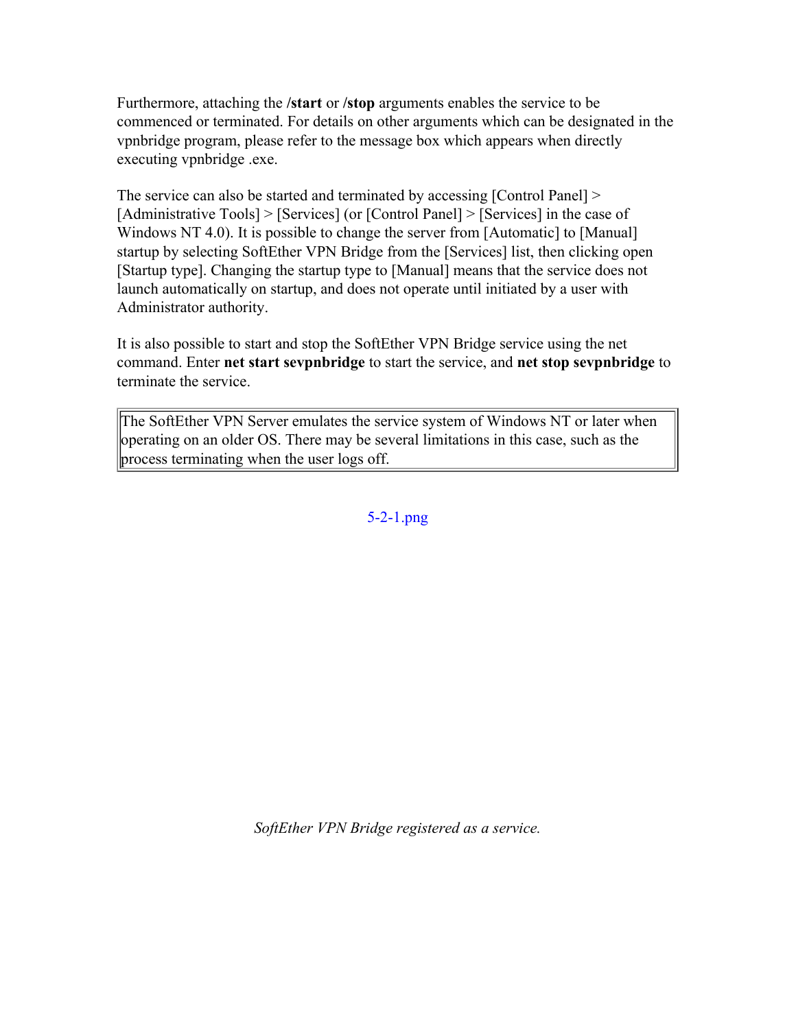Furthermore, attaching the **/start** or **/stop** arguments enables the service to be commenced or terminated. For details on other arguments which can be designated in the vpnbridge program, please refer to the message box which appears when directly executing vpnbridge .exe.

The service can also be started and terminated by accessing [Control Panel] > [Administrative Tools] > [Services] (or [Control Panel] > [Services] in the case of Windows NT 4.0). It is possible to change the server from [Automatic] to [Manual] startup by selecting SoftEther VPN Bridge from the [Services] list, then clicking open [Startup type]. Changing the startup type to [Manual] means that the service does not launch automatically on startup, and does not operate until initiated by a user with Administrator authority.

It is also possible to start and stop the SoftEther VPN Bridge service using the net command. Enter **net start sevpnbridge** to start the service, and **net stop sevpnbridge** to terminate the service.

| The SoftEther VPN Server emulates the service system of Windows NT or later when operating on an older OS. There may be several limitations in this case, such as the process terminating when the user logs off. |
|---|

5-2-1.png

*SoftEther VPN Bridge registered as a service.*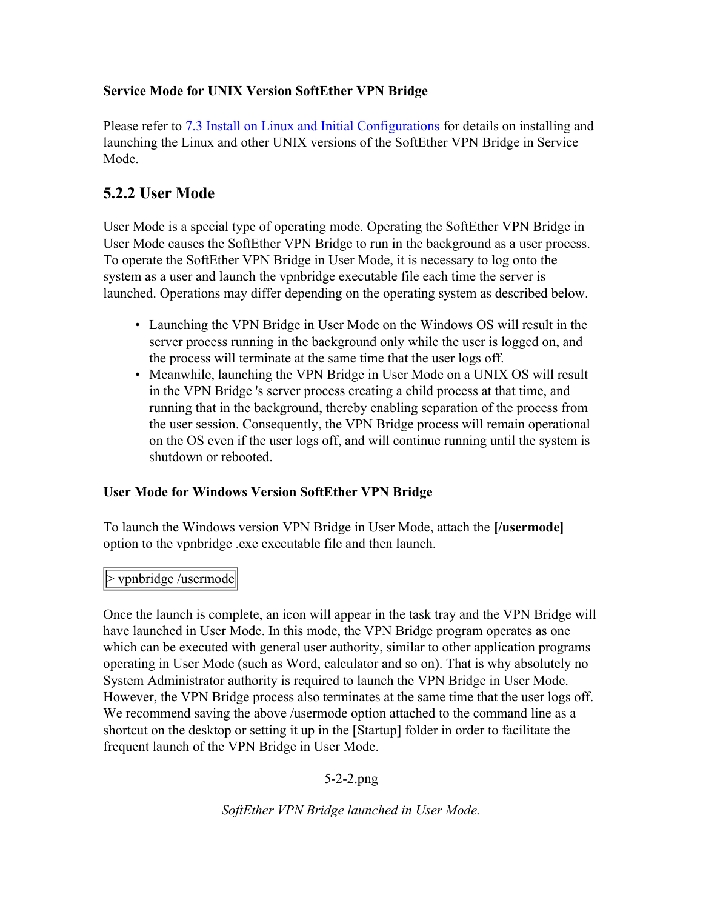**Service Mode for UNIX Version SoftEther VPN Bridge**

Please refer to [7.3 Install on Linux and Initial Configurations] for details on installing and launching the Linux and other UNIX versions of the SoftEther VPN Bridge in Service Mode.

### 5.2.2 User Mode

User Mode is a special type of operating mode. Operating the SoftEther VPN Bridge in User Mode causes the SoftEther VPN Bridge to run in the background as a user process. To operate the SoftEther VPN Bridge in User Mode, it is necessary to log onto the system as a user and launch the vpnbridge executable file each time the server is launched. Operations may differ depending on the operating system as described below.

- Launching the VPN Bridge in User Mode on the Windows OS will result in the server process running in the background only while the user is logged on, and the process will terminate at the same time that the user logs off.
- Meanwhile, launching the VPN Bridge in User Mode on a UNIX OS will result in the VPN Bridge 's server process creating a child process at that time, and running that in the background, thereby enabling separation of the process from the user session. Consequently, the VPN Bridge process will remain operational on the OS even if the user logs off, and will continue running until the system is shutdown or rebooted.

**User Mode for Windows Version SoftEther VPN Bridge**

To launch the Windows version VPN Bridge in User Mode, attach the **[/usermode]** option to the vpnbridge .exe executable file and then launch.

```
> vpnbridge /usermode
```

Once the launch is complete, an icon will appear in the task tray and the VPN Bridge will have launched in User Mode. In this mode, the VPN Bridge program operates as one which can be executed with general user authority, similar to other application programs operating in User Mode (such as Word, calculator and so on). That is why absolutely no System Administrator authority is required to launch the VPN Bridge in User Mode. However, the VPN Bridge process also terminates at the same time that the user logs off. We recommend saving the above /usermode option attached to the command line as a shortcut on the desktop or setting it up in the [Startup] folder in order to facilitate the frequent launch of the VPN Bridge in User Mode.

5-2-2.png

*SoftEther VPN Bridge launched in User Mode.*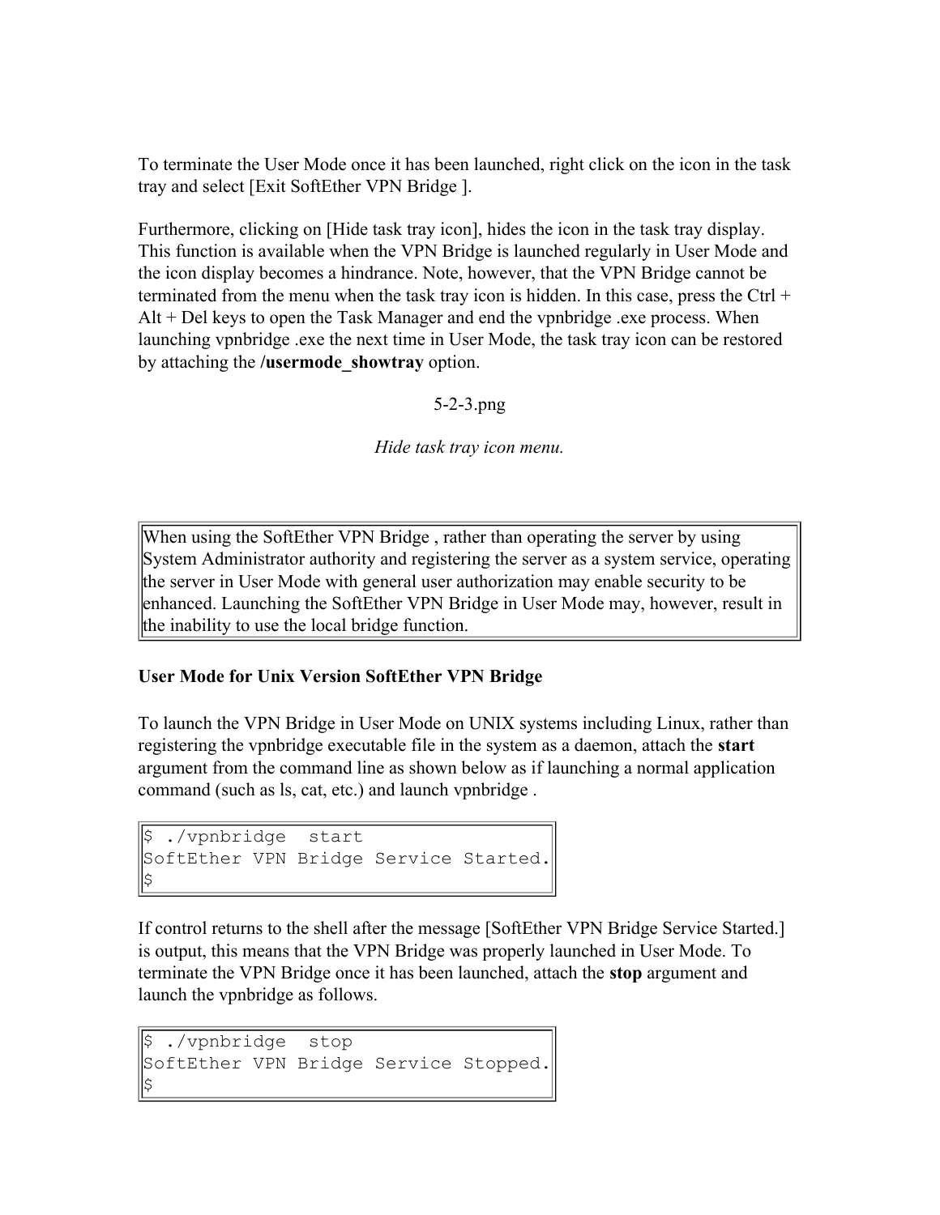To terminate the User Mode once it has been launched, right click on the icon in the task tray and select [Exit SoftEther VPN Bridge ].

Furthermore, clicking on [Hide task tray icon], hides the icon in the task tray display. This function is available when the VPN Bridge is launched regularly in User Mode and the icon display becomes a hindrance. Note, however, that the VPN Bridge cannot be terminated from the menu when the task tray icon is hidden. In this case, press the Ctrl + Alt + Del keys to open the Task Manager and end the vpnbridge .exe process. When launching vpnbridge .exe the next time in User Mode, the task tray icon can be restored by attaching the **/usermode_showtray** option.

5-2-3.png

*Hide task tray icon menu.*

| When using the SoftEther VPN Bridge , rather than operating the server by using System Administrator authority and registering the server as a system service, operating the server in User Mode with general user authorization may enable security to be enhanced. Launching the SoftEther VPN Bridge in User Mode may, however, result in the inability to use the local bridge function. |
|---|

**User Mode for Unix Version SoftEther VPN Bridge**

To launch the VPN Bridge in User Mode on UNIX systems including Linux, rather than registering the vpnbridge executable file in the system as a daemon, attach the **start** argument from the command line as shown below as if launching a normal application command (such as ls, cat, etc.) and launch vpnbridge .

```
$ ./vpnbridge  start
SoftEther VPN Bridge Service Started.
$
```

If control returns to the shell after the message [SoftEther VPN Bridge Service Started.] is output, this means that the VPN Bridge was properly launched in User Mode. To terminate the VPN Bridge once it has been launched, attach the **stop** argument and launch the vpnbridge as follows.

```
$ ./vpnbridge  stop
SoftEther VPN Bridge Service Stopped.
$
```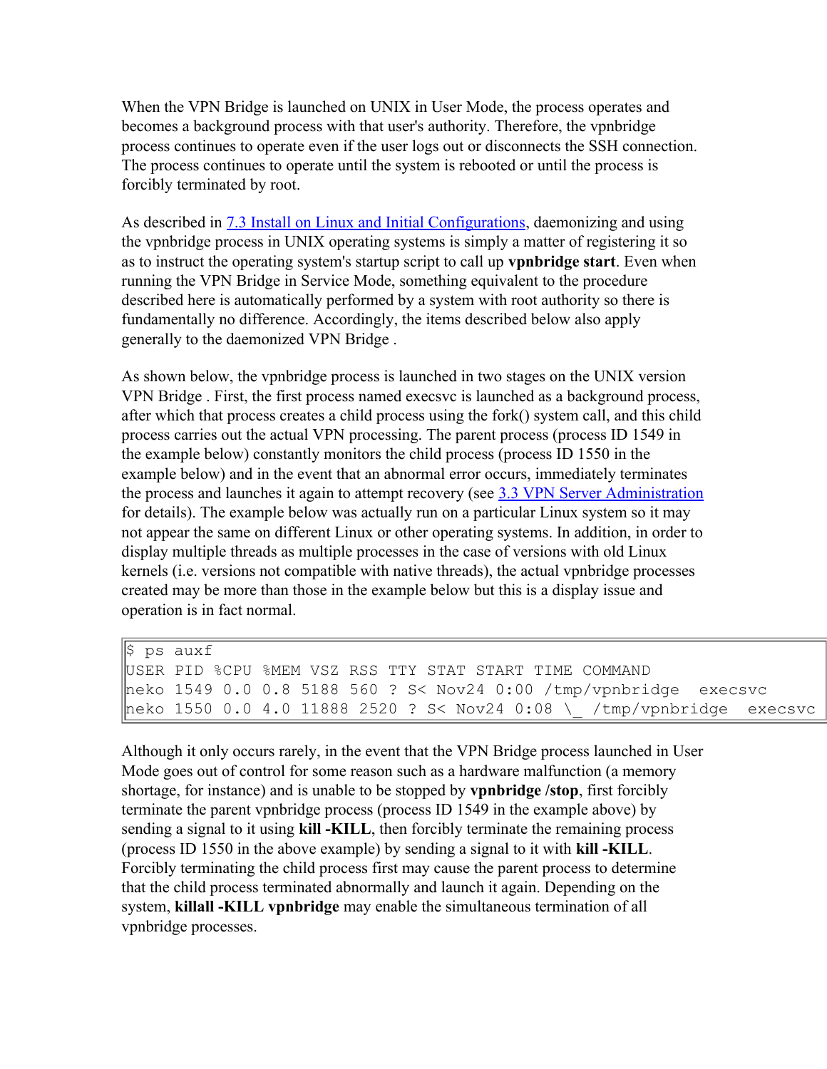When the VPN Bridge is launched on UNIX in User Mode, the process operates and becomes a background process with that user's authority. Therefore, the vpnbridge process continues to operate even if the user logs out or disconnects the SSH connection. The process continues to operate until the system is rebooted or until the process is forcibly terminated by root.

As described in 7.3 Install on Linux and Initial Configurations, daemonizing and using the vpnbridge process in UNIX operating systems is simply a matter of registering it so as to instruct the operating system's startup script to call up **vpnbridge start**. Even when running the VPN Bridge in Service Mode, something equivalent to the procedure described here is automatically performed by a system with root authority so there is fundamentally no difference. Accordingly, the items described below also apply generally to the daemonized VPN Bridge .

As shown below, the vpnbridge process is launched in two stages on the UNIX version VPN Bridge . First, the first process named execsvc is launched as a background process, after which that process creates a child process using the fork() system call, and this child process carries out the actual VPN processing. The parent process (process ID 1549 in the example below) constantly monitors the child process (process ID 1550 in the example below) and in the event that an abnormal error occurs, immediately terminates the process and launches it again to attempt recovery (see 3.3 VPN Server Administration for details). The example below was actually run on a particular Linux system so it may not appear the same on different Linux or other operating systems. In addition, in order to display multiple threads as multiple processes in the case of versions with old Linux kernels (i.e. versions not compatible with native threads), the actual vpnbridge processes created may be more than those in the example below but this is a display issue and operation is in fact normal.

```
$ ps auxf
USER PID %CPU %MEM VSZ RSS TTY STAT START TIME COMMAND
neko 1549 0.0 0.8 5188 560 ? S< Nov24 0:00 /tmp/vpnbridge  execsvc
neko 1550 0.0 4.0 11888 2520 ? S< Nov24 0:08 \_ /tmp/vpnbridge  execsvc
```

Although it only occurs rarely, in the event that the VPN Bridge process launched in User Mode goes out of control for some reason such as a hardware malfunction (a memory shortage, for instance) and is unable to be stopped by **vpnbridge /stop**, first forcibly terminate the parent vpnbridge process (process ID 1549 in the example above) by sending a signal to it using **kill -KILL**, then forcibly terminate the remaining process (process ID 1550 in the above example) by sending a signal to it with **kill -KILL**. Forcibly terminating the child process first may cause the parent process to determine that the child process terminated abnormally and launch it again. Depending on the system, **killall -KILL vpnbridge** may enable the simultaneous termination of all vpnbridge processes.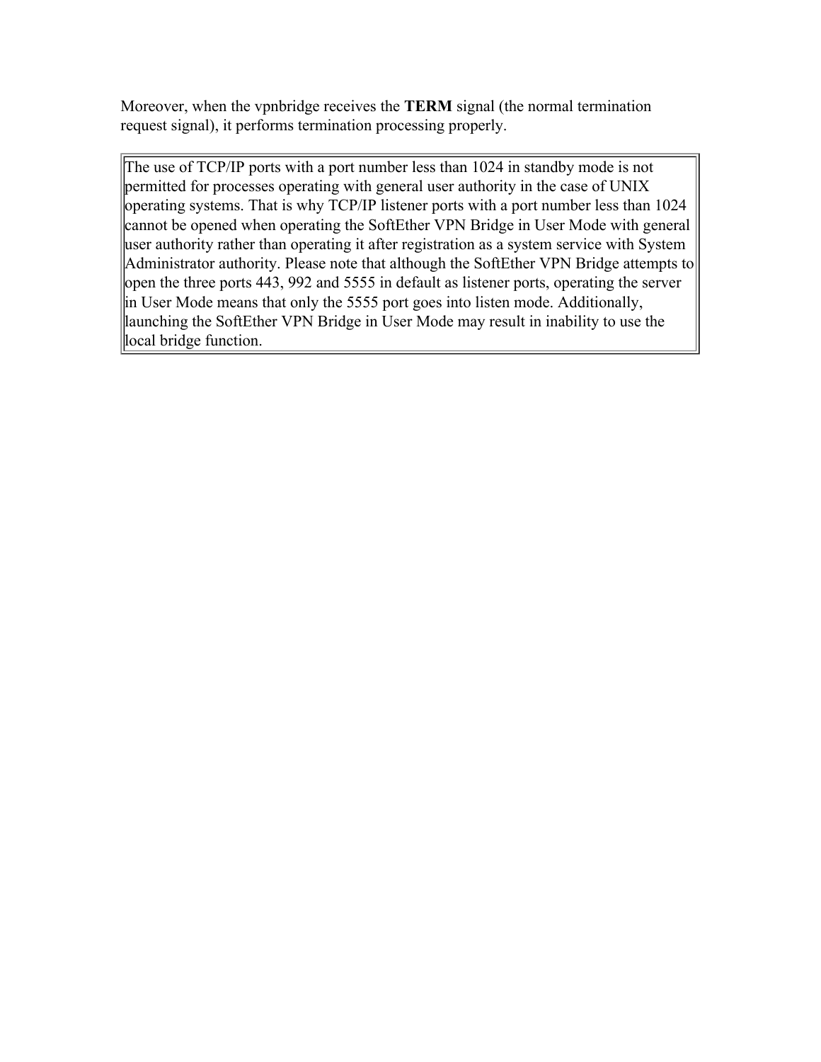Moreover, when the vpnbridge receives the **TERM** signal (the normal termination request signal), it performs termination processing properly.

| |
|---|
| The use of TCP/IP ports with a port number less than 1024 in standby mode is not permitted for processes operating with general user authority in the case of UNIX operating systems. That is why TCP/IP listener ports with a port number less than 1024 cannot be opened when operating the SoftEther VPN Bridge in User Mode with general user authority rather than operating it after registration as a system service with System Administrator authority. Please note that although the SoftEther VPN Bridge attempts to open the three ports 443, 992 and 5555 in default as listener ports, operating the server in User Mode means that only the 5555 port goes into listen mode. Additionally, launching the SoftEther VPN Bridge in User Mode may result in inability to use the local bridge function. |